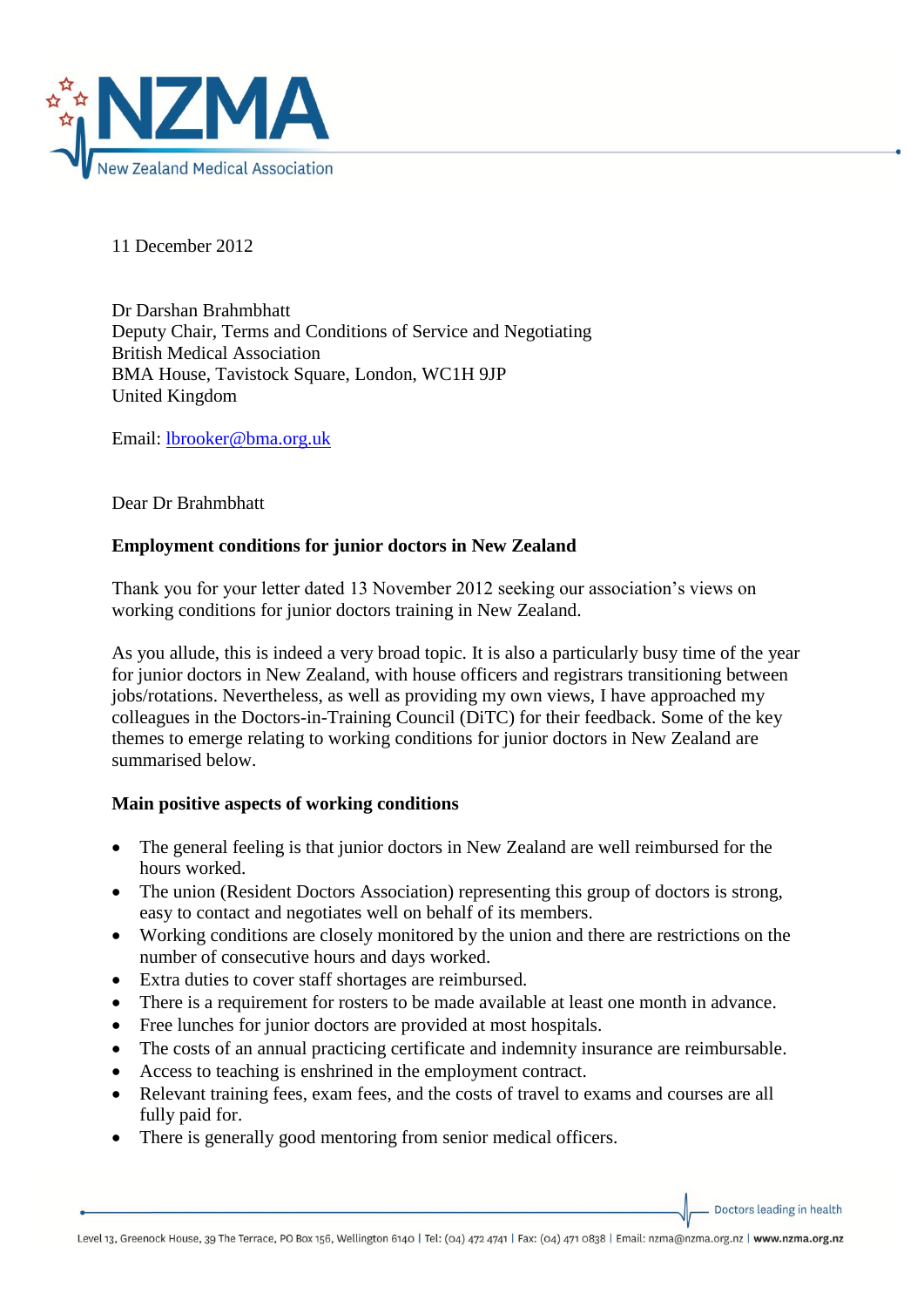11 December 2012

Dr Darshan Brahmbhatt
Deputy Chair, Terms and Conditions of Service and Negotiating
British Medical Association
BMA House, Tavistock Square, London, WC1H 9JP
United Kingdom

Email: lbrooker@bma.org.uk

Dear Dr Brahmbhatt

**Employment conditions for junior doctors in New Zealand**

Thank you for your letter dated 13 November 2012 seeking our association's views on working conditions for junior doctors training in New Zealand.

As you allude, this is indeed a very broad topic. It is also a particularly busy time of the year for junior doctors in New Zealand, with house officers and registrars transitioning between jobs/rotations. Nevertheless, as well as providing my own views, I have approached my colleagues in the Doctors-in-Training Council (DiTC) for their feedback. Some of the key themes to emerge relating to working conditions for junior doctors in New Zealand are summarised below.

**Main positive aspects of working conditions**

- The general feeling is that junior doctors in New Zealand are well reimbursed for the hours worked.
- The union (Resident Doctors Association) representing this group of doctors is strong, easy to contact and negotiates well on behalf of its members.
- Working conditions are closely monitored by the union and there are restrictions on the number of consecutive hours and days worked.
- Extra duties to cover staff shortages are reimbursed.
- There is a requirement for rosters to be made available at least one month in advance.
- Free lunches for junior doctors are provided at most hospitals.
- The costs of an annual practicing certificate and indemnity insurance are reimbursable.
- Access to teaching is enshrined in the employment contract.
- Relevant training fees, exam fees, and the costs of travel to exams and courses are all fully paid for.
- There is generally good mentoring from senior medical officers.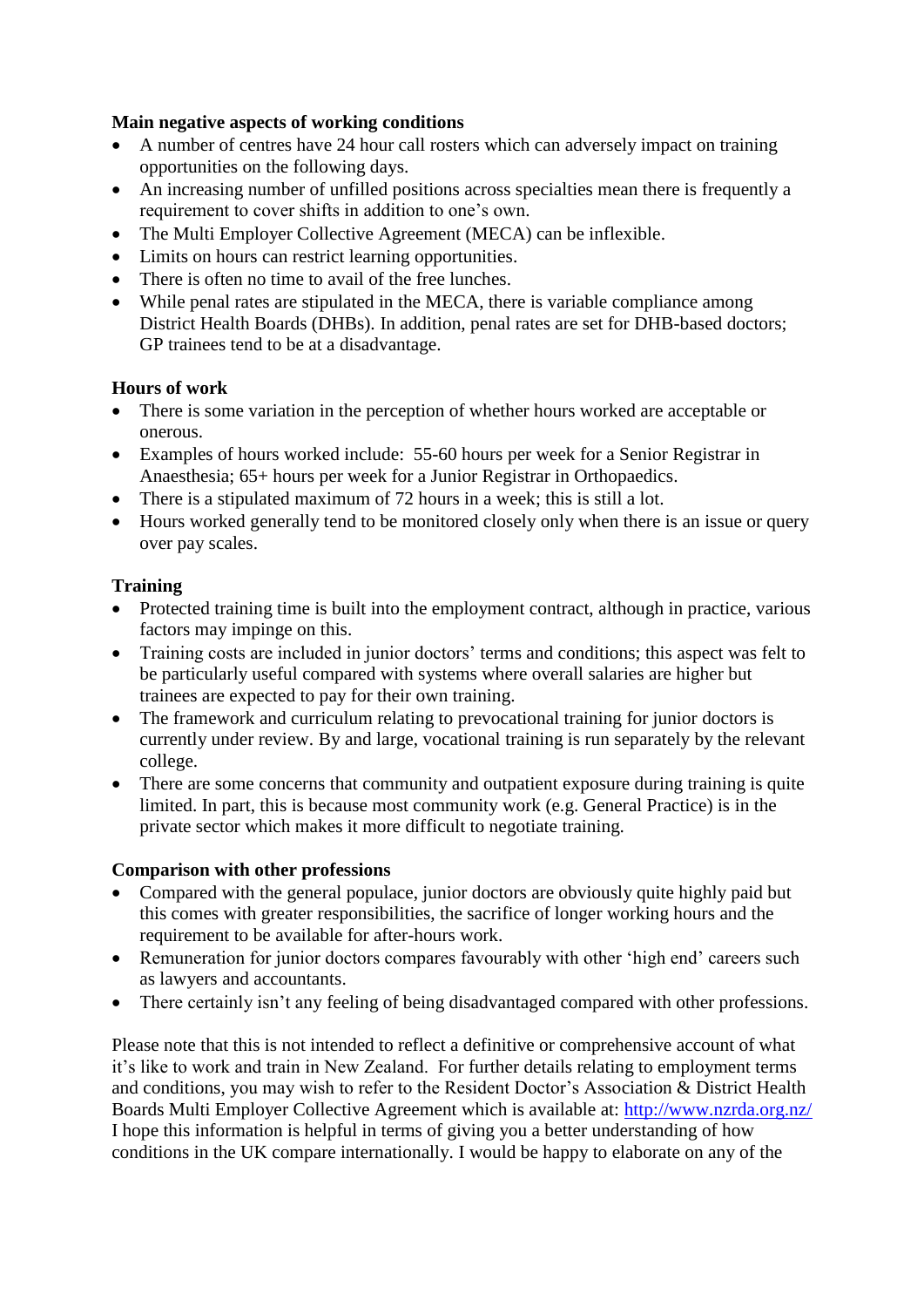**Main negative aspects of working conditions**

- A number of centres have 24 hour call rosters which can adversely impact on training opportunities on the following days.
- An increasing number of unfilled positions across specialties mean there is frequently a requirement to cover shifts in addition to one's own.
- The Multi Employer Collective Agreement (MECA) can be inflexible.
- Limits on hours can restrict learning opportunities.
- There is often no time to avail of the free lunches.
- While penal rates are stipulated in the MECA, there is variable compliance among District Health Boards (DHBs). In addition, penal rates are set for DHB-based doctors; GP trainees tend to be at a disadvantage.

**Hours of work**

- There is some variation in the perception of whether hours worked are acceptable or onerous.
- Examples of hours worked include: 55-60 hours per week for a Senior Registrar in Anaesthesia; 65+ hours per week for a Junior Registrar in Orthopaedics.
- There is a stipulated maximum of 72 hours in a week; this is still a lot.
- Hours worked generally tend to be monitored closely only when there is an issue or query over pay scales.

**Training**

- Protected training time is built into the employment contract, although in practice, various factors may impinge on this.
- Training costs are included in junior doctors' terms and conditions; this aspect was felt to be particularly useful compared with systems where overall salaries are higher but trainees are expected to pay for their own training.
- The framework and curriculum relating to prevocational training for junior doctors is currently under review. By and large, vocational training is run separately by the relevant college.
- There are some concerns that community and outpatient exposure during training is quite limited. In part, this is because most community work (e.g. General Practice) is in the private sector which makes it more difficult to negotiate training.

**Comparison with other professions**

- Compared with the general populace, junior doctors are obviously quite highly paid but this comes with greater responsibilities, the sacrifice of longer working hours and the requirement to be available for after-hours work.
- Remuneration for junior doctors compares favourably with other 'high end' careers such as lawyers and accountants.
- There certainly isn't any feeling of being disadvantaged compared with other professions.

Please note that this is not intended to reflect a definitive or comprehensive account of what it's like to work and train in New Zealand. For further details relating to employment terms and conditions, you may wish to refer to the Resident Doctor's Association & District Health Boards Multi Employer Collective Agreement which is available at: http://www.nzrda.org.nz/
I hope this information is helpful in terms of giving you a better understanding of how conditions in the UK compare internationally. I would be happy to elaborate on any of the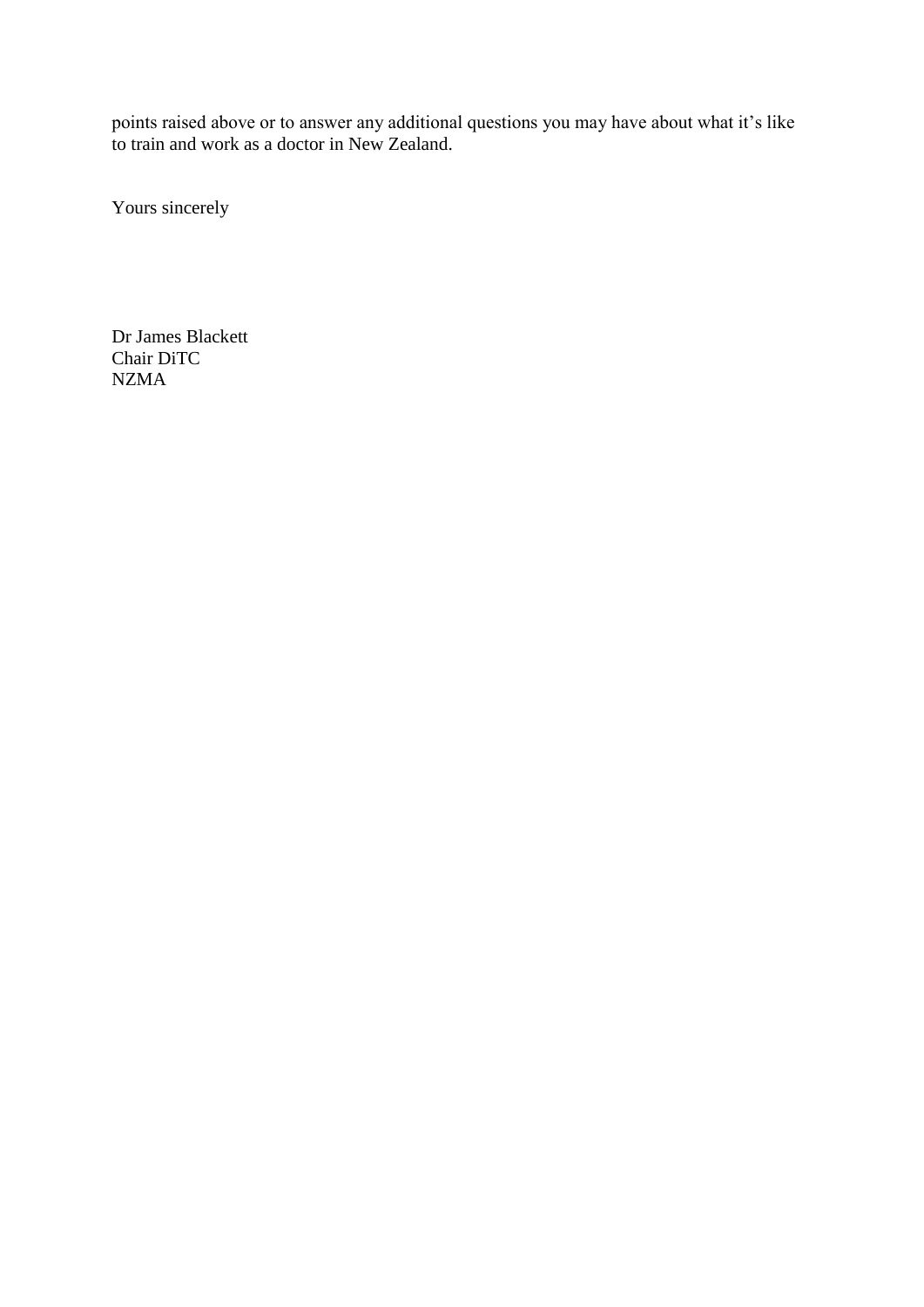points raised above or to answer any additional questions you may have about what it's like to train and work as a doctor in New Zealand.

Yours sincerely

Dr James Blackett
Chair DiTC
NZMA